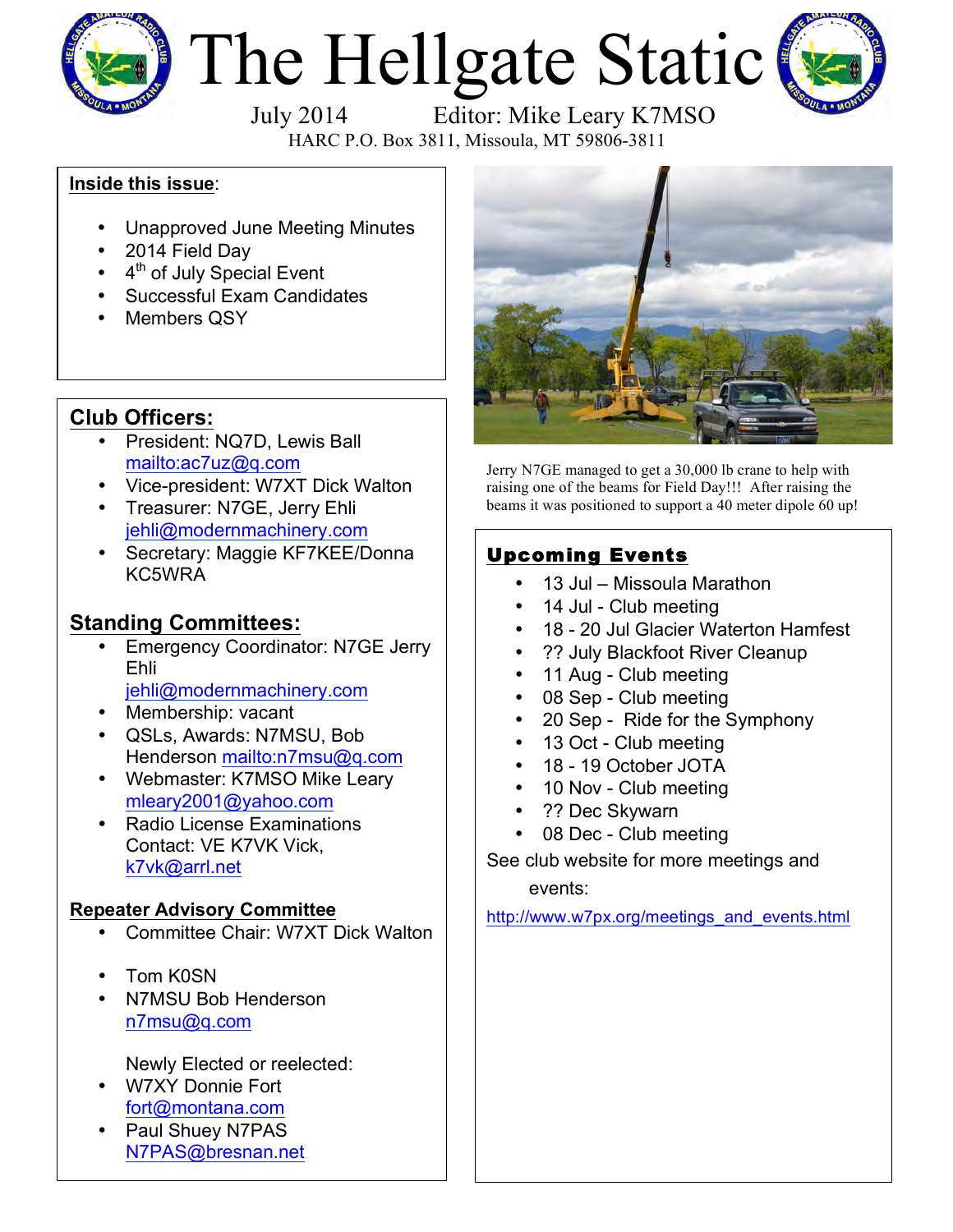# The Hellgate Static

July 2014 Editor: Mike Leary K7MSO

HARC P.O. Box 3811, Missoula, MT 59806-3811

**Inside this issue**:

- Unapproved June Meeting Minutes
- 2014 Field Day
- 4th of July Special Event
- Successful Exam Candidates
- Members QSY

## Club Officers:

- President: NQ7D, Lewis Ball mailto:ac7uz@q.com
- Vice-president: W7XT Dick Walton
- Treasurer: N7GE, Jerry Ehli jehli@modernmachinery.com
- Secretary: Maggie KF7KEE/Donna KC5WRA

## Standing Committees:

- Emergency Coordinator: N7GE Jerry Ehli jehli@modernmachinery.com
- Membership: vacant
- QSLs, Awards: N7MSU, Bob Henderson mailto:n7msu@q.com
- Webmaster: K7MSO Mike Leary mleary2001@yahoo.com
- Radio License Examinations Contact: VE K7VK Vick, k7vk@arrl.net

### Repeater Advisory Committee

- Committee Chair: W7XT Dick Walton
- Tom K0SN
- N7MSU Bob Henderson n7msu@q.com

Newly Elected or reelected:

- W7XY Donnie Fort fort@montana.com
- Paul Shuey N7PAS N7PAS@bresnan.net

Jerry N7GE managed to get a 30,000 lb crane to help with raising one of the beams for Field Day!!! After raising the beams it was positioned to support a 40 meter dipole 60 up!

## Upcoming Events

- 13 Jul – Missoula Marathon
- 14 Jul - Club meeting
- 18 - 20 Jul Glacier Waterton Hamfest
- ?? July Blackfoot River Cleanup
- 11 Aug - Club meeting
- 08 Sep - Club meeting
- 20 Sep - Ride for the Symphony
- 13 Oct - Club meeting
- 18 - 19 October JOTA
- 10 Nov - Club meeting
- ?? Dec Skywarn
- 08 Dec - Club meeting

See club website for more meetings and events:

http://www.w7px.org/meetings_and_events.html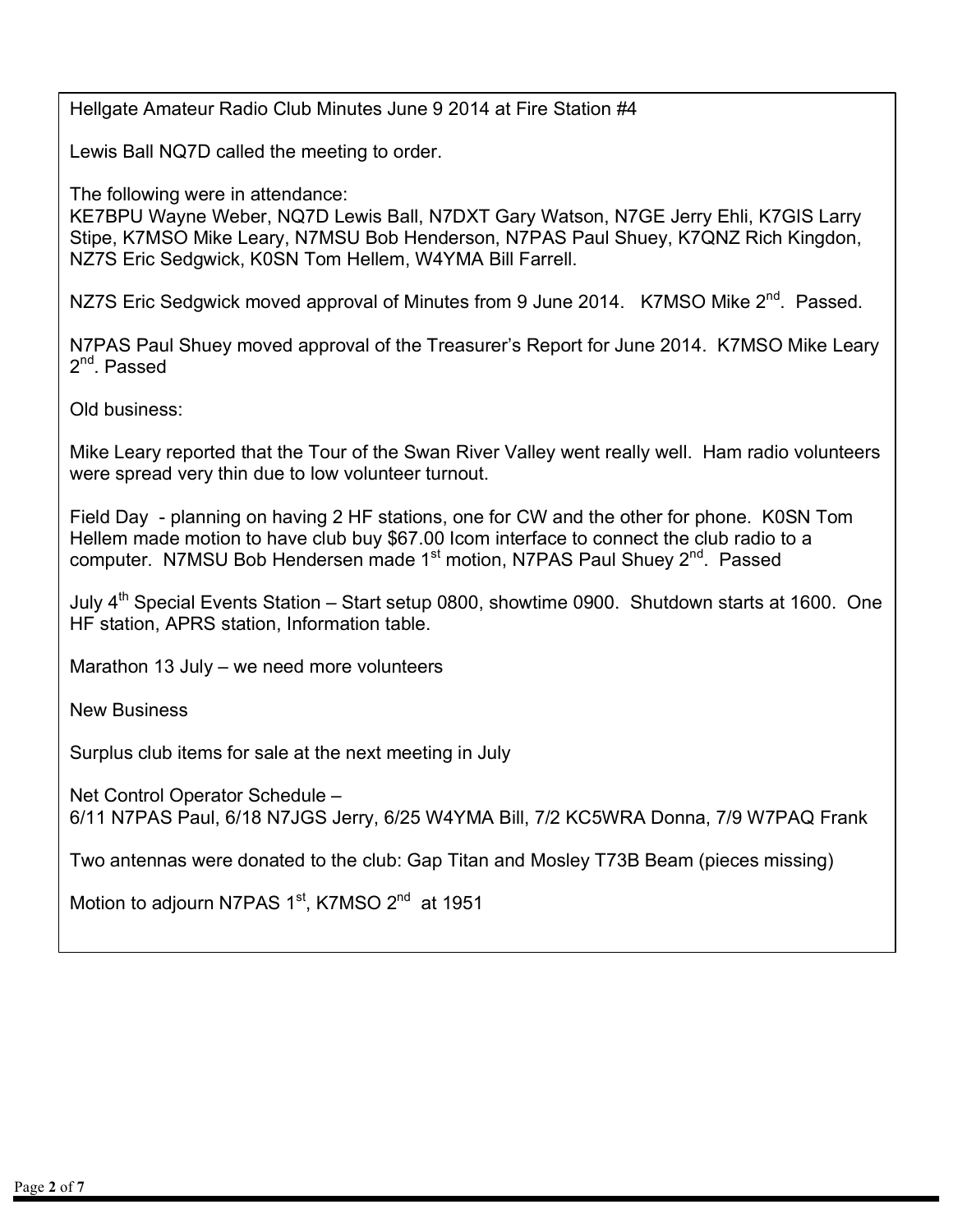Hellgate Amateur Radio Club Minutes June 9 2014 at Fire Station #4

Lewis Ball NQ7D called the meeting to order.

The following were in attendance:
KE7BPU Wayne Weber, NQ7D Lewis Ball, N7DXT Gary Watson, N7GE Jerry Ehli, K7GIS Larry Stipe, K7MSO Mike Leary, N7MSU Bob Henderson, N7PAS Paul Shuey, K7QNZ Rich Kingdon, NZ7S Eric Sedgwick, K0SN Tom Hellem, W4YMA Bill Farrell.

NZ7S Eric Sedgwick moved approval of Minutes from 9 June 2014. K7MSO Mike 2nd. Passed.

N7PAS Paul Shuey moved approval of the Treasurer's Report for June 2014. K7MSO Mike Leary 2nd. Passed

Old business:

Mike Leary reported that the Tour of the Swan River Valley went really well. Ham radio volunteers were spread very thin due to low volunteer turnout.

Field Day - planning on having 2 HF stations, one for CW and the other for phone. K0SN Tom Hellem made motion to have club buy $67.00 Icom interface to connect the club radio to a computer. N7MSU Bob Hendersen made 1st motion, N7PAS Paul Shuey 2nd. Passed

July 4th Special Events Station – Start setup 0800, showtime 0900. Shutdown starts at 1600. One HF station, APRS station, Information table.

Marathon 13 July – we need more volunteers

New Business

Surplus club items for sale at the next meeting in July

Net Control Operator Schedule –
6/11 N7PAS Paul, 6/18 N7JGS Jerry, 6/25 W4YMA Bill, 7/2 KC5WRA Donna, 7/9 W7PAQ Frank

Two antennas were donated to the club: Gap Titan and Mosley T73B Beam (pieces missing)

Motion to adjourn N7PAS 1st, K7MSO 2nd at 1951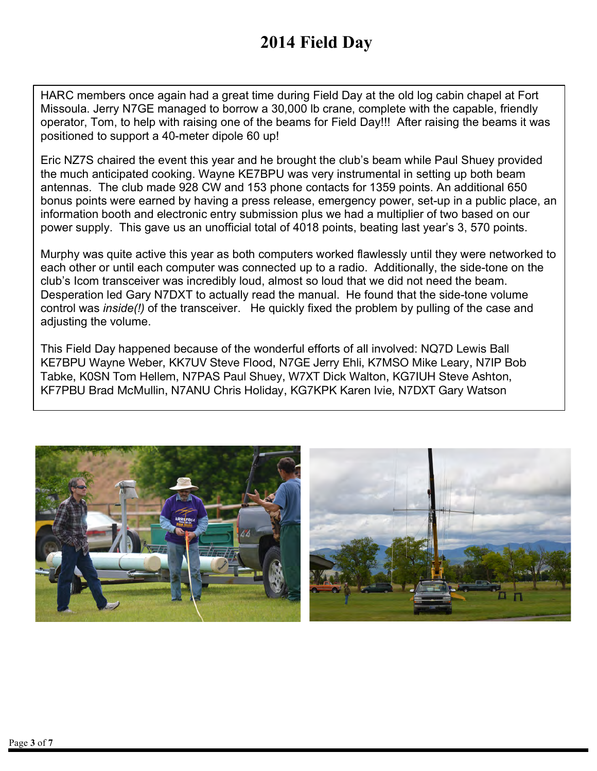# 2014 Field Day

HARC members once again had a great time during Field Day at the old log cabin chapel at Fort Missoula. Jerry N7GE managed to borrow a 30,000 lb crane, complete with the capable, friendly operator, Tom, to help with raising one of the beams for Field Day!!! After raising the beams it was positioned to support a 40-meter dipole 60 up!

Eric NZ7S chaired the event this year and he brought the club's beam while Paul Shuey provided the much anticipated cooking. Wayne KE7BPU was very instrumental in setting up both beam antennas. The club made 928 CW and 153 phone contacts for 1359 points. An additional 650 bonus points were earned by having a press release, emergency power, set-up in a public place, an information booth and electronic entry submission plus we had a multiplier of two based on our power supply. This gave us an unofficial total of 4018 points, beating last year's 3, 570 points.

Murphy was quite active this year as both computers worked flawlessly until they were networked to each other or until each computer was connected up to a radio. Additionally, the side-tone on the club's Icom transceiver was incredibly loud, almost so loud that we did not need the beam. Desperation led Gary N7DXT to actually read the manual. He found that the side-tone volume control was *inside(!)* of the transceiver. He quickly fixed the problem by pulling of the case and adjusting the volume.

This Field Day happened because of the wonderful efforts of all involved: NQ7D Lewis Ball KE7BPU Wayne Weber, KK7UV Steve Flood, N7GE Jerry Ehli, K7MSO Mike Leary, N7IP Bob Tabke, K0SN Tom Hellem, N7PAS Paul Shuey, W7XT Dick Walton, KG7IUH Steve Ashton, KF7PBU Brad McMullin, N7ANU Chris Holiday, KG7KPK Karen Ivie, N7DXT Gary Watson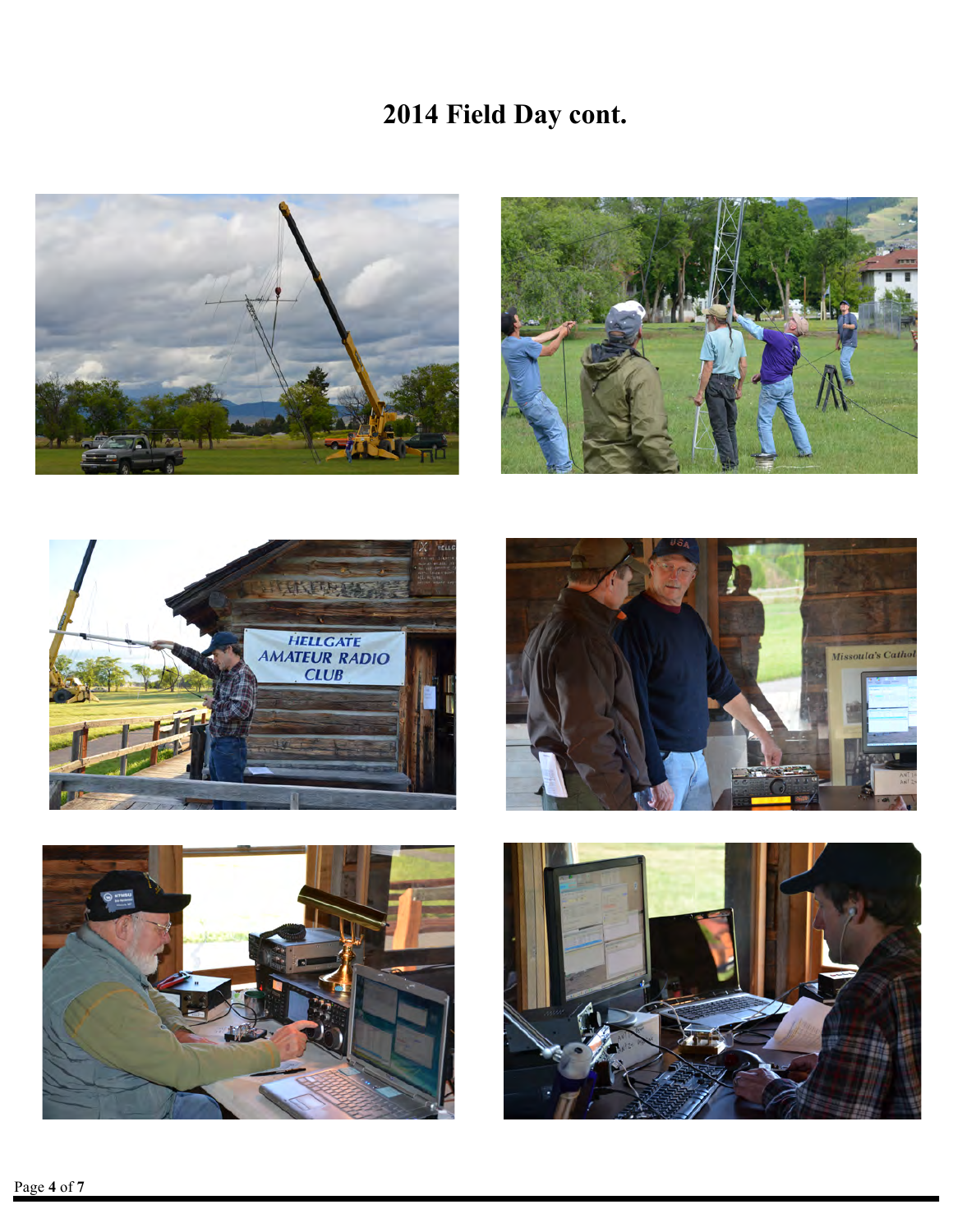# 2014 Field Day cont.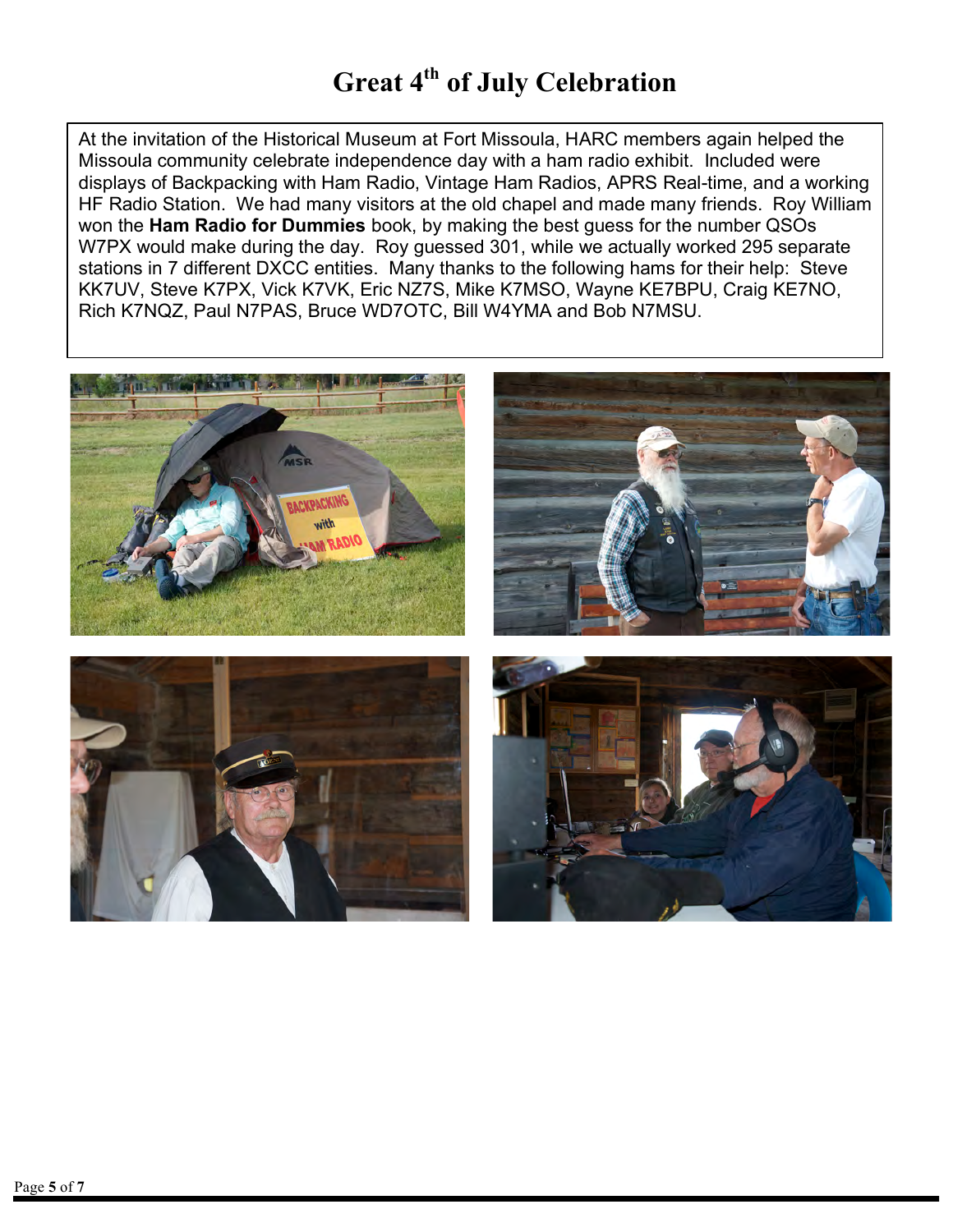# Great 4th of July Celebration

At the invitation of the Historical Museum at Fort Missoula, HARC members again helped the Missoula community celebrate independence day with a ham radio exhibit. Included were displays of Backpacking with Ham Radio, Vintage Ham Radios, APRS Real-time, and a working HF Radio Station. We had many visitors at the old chapel and made many friends. Roy William won the **Ham Radio for Dummies** book, by making the best guess for the number QSOs W7PX would make during the day. Roy guessed 301, while we actually worked 295 separate stations in 7 different DXCC entities. Many thanks to the following hams for their help: Steve KK7UV, Steve K7PX, Vick K7VK, Eric NZ7S, Mike K7MSO, Wayne KE7BPU, Craig KE7NO, Rich K7NQZ, Paul N7PAS, Bruce WD7OTC, Bill W4YMA and Bob N7MSU.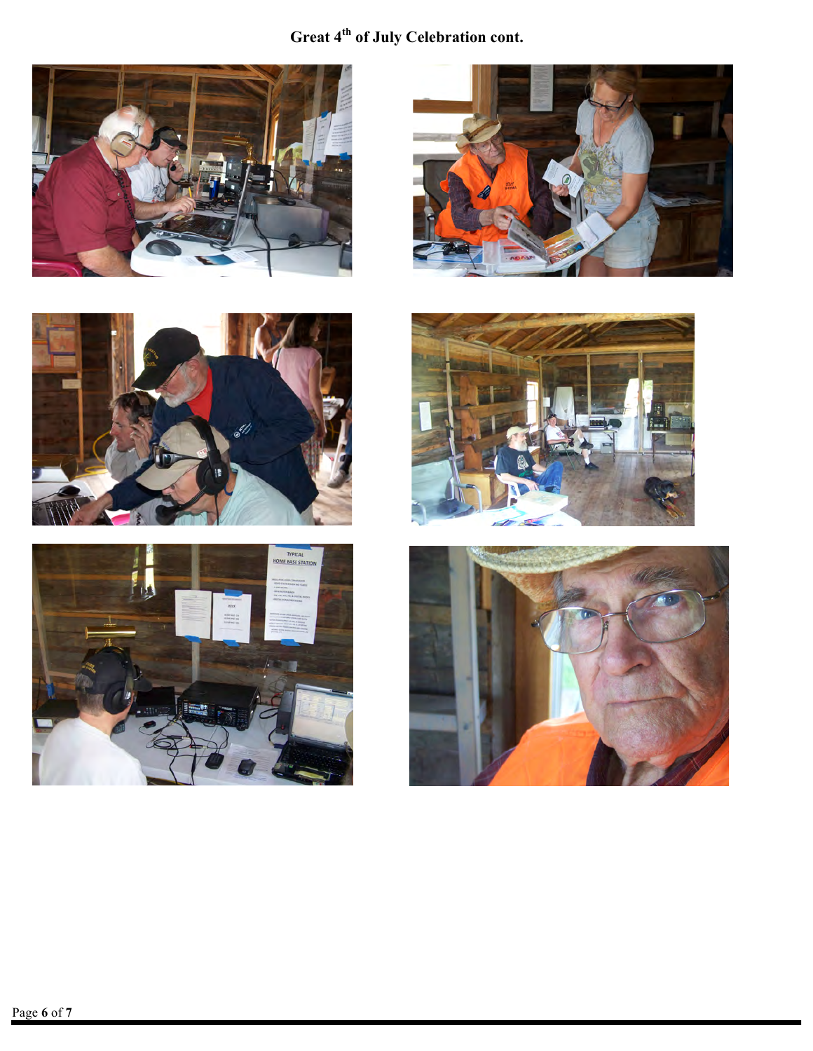# Great 4th of July Celebration cont.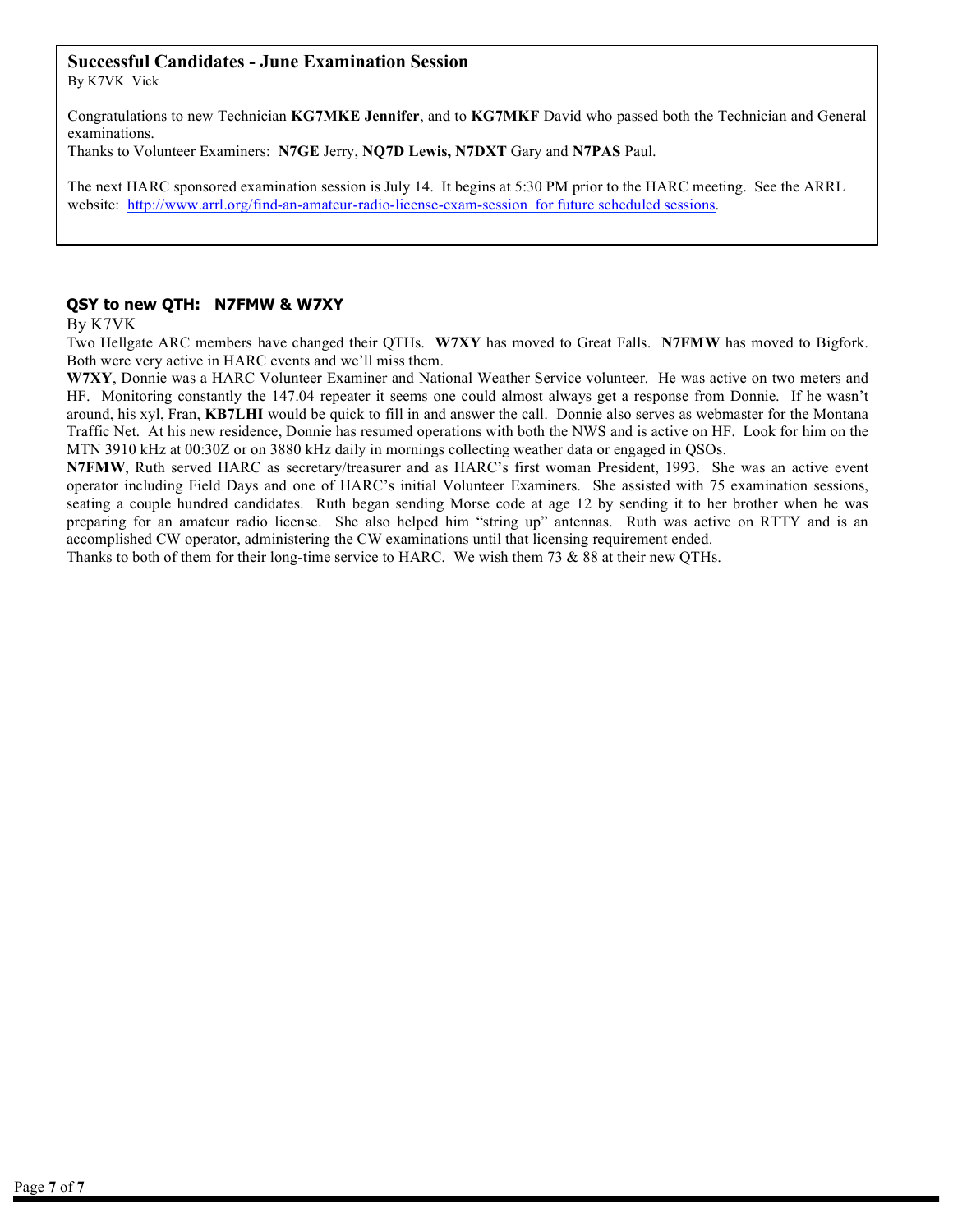## Successful Candidates - June Examination Session

By K7VK Vick

Congratulations to new Technician **KG7MKE Jennifer**, and to **KG7MKF** David who passed both the Technician and General examinations.

Thanks to Volunteer Examiners: **N7GE** Jerry, **NQ7D Lewis, N7DXT** Gary and **N7PAS** Paul.

The next HARC sponsored examination session is July 14. It begins at 5:30 PM prior to the HARC meeting. See the ARRL website: [http://www.arrl.org/find-an-amateur-radio-license-exam-session for future scheduled sessions](http://www.arrl.org/find-an-amateur-radio-license-exam-session).

## QSY to new QTH: N7FMW & W7XY

By K7VK

Two Hellgate ARC members have changed their QTHs. **W7XY** has moved to Great Falls. **N7FMW** has moved to Bigfork. Both were very active in HARC events and we'll miss them.

**W7XY**, Donnie was a HARC Volunteer Examiner and National Weather Service volunteer. He was active on two meters and HF. Monitoring constantly the 147.04 repeater it seems one could almost always get a response from Donnie. If he wasn't around, his xyl, Fran, **KB7LHI** would be quick to fill in and answer the call. Donnie also serves as webmaster for the Montana Traffic Net. At his new residence, Donnie has resumed operations with both the NWS and is active on HF. Look for him on the MTN 3910 kHz at 00:30Z or on 3880 kHz daily in mornings collecting weather data or engaged in QSOs.

**N7FMW**, Ruth served HARC as secretary/treasurer and as HARC's first woman President, 1993. She was an active event operator including Field Days and one of HARC's initial Volunteer Examiners. She assisted with 75 examination sessions, seating a couple hundred candidates. Ruth began sending Morse code at age 12 by sending it to her brother when he was preparing for an amateur radio license. She also helped him "string up" antennas. Ruth was active on RTTY and is an accomplished CW operator, administering the CW examinations until that licensing requirement ended.

Thanks to both of them for their long-time service to HARC. We wish them 73 & 88 at their new QTHs.